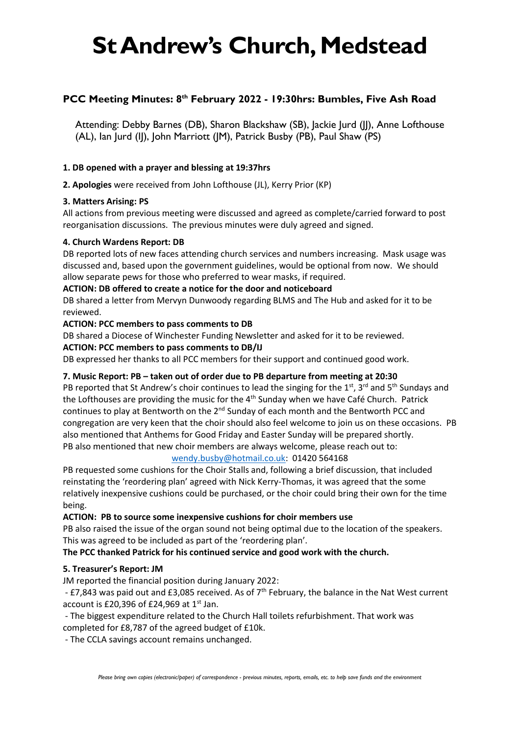# St Andrew's Church, Medstead

## PCC Meeting Minutes: 8th February 2022 - 19:30hrs: Bumbles, Five Ash Road

Attending: Debby Barnes (DB), Sharon Blackshaw (SB), Jackie Jurd (JJ), Anne Lofthouse (AL), Ian Jurd (IJ), John Marriott (JM), Patrick Busby (PB), Paul Shaw (PS)

**1. DB opened with a prayer and blessing at 19:37hrs**

**2. Apologies** were received from John Lofthouse (JL), Kerry Prior (KP)

**3. Matters Arising: PS**

All actions from previous meeting were discussed and agreed as complete/carried forward to post reorganisation discussions. The previous minutes were duly agreed and signed.

**4. Church Wardens Report: DB**

DB reported lots of new faces attending church services and numbers increasing. Mask usage was discussed and, based upon the government guidelines, would be optional from now. We should allow separate pews for those who preferred to wear masks, if required.

**ACTION: DB offered to create a notice for the door and noticeboard**

DB shared a letter from Mervyn Dunwoody regarding BLMS and The Hub and asked for it to be reviewed.

**ACTION: PCC members to pass comments to DB**

DB shared a Diocese of Winchester Funding Newsletter and asked for it to be reviewed.

**ACTION: PCC members to pass comments to DB/IJ**

DB expressed her thanks to all PCC members for their support and continued good work.

**7. Music Report: PB – taken out of order due to PB departure from meeting at 20:30**

PB reported that St Andrew's choir continues to lead the singing for the 1st, 3rd and 5th Sundays and the Lofthouses are providing the music for the 4th Sunday when we have Café Church. Patrick continues to play at Bentworth on the 2nd Sunday of each month and the Bentworth PCC and congregation are very keen that the choir should also feel welcome to join us on these occasions. PB also mentioned that Anthems for Good Friday and Easter Sunday will be prepared shortly.
PB also mentioned that new choir members are always welcome, please reach out to:

wendy.busby@hotmail.co.uk: 01420 564168

PB requested some cushions for the Choir Stalls and, following a brief discussion, that included reinstating the 'reordering plan' agreed with Nick Kerry-Thomas, it was agreed that the some relatively inexpensive cushions could be purchased, or the choir could bring their own for the time being.

**ACTION: PB to source some inexpensive cushions for choir members use**

PB also raised the issue of the organ sound not being optimal due to the location of the speakers. This was agreed to be included as part of the 'reordering plan'.

**The PCC thanked Patrick for his continued service and good work with the church.**

**5. Treasurer's Report: JM**

JM reported the financial position during January 2022:

- £7,843 was paid out and £3,085 received. As of 7th February, the balance in the Nat West current account is £20,396 of £24,969 at 1st Jan.
- The biggest expenditure related to the Church Hall toilets refurbishment. That work was completed for £8,787 of the agreed budget of £10k.
- The CCLA savings account remains unchanged.

*Please bring own copies (electronic/paper) of correspondence - previous minutes, reports, emails, etc. to help save funds and the environment*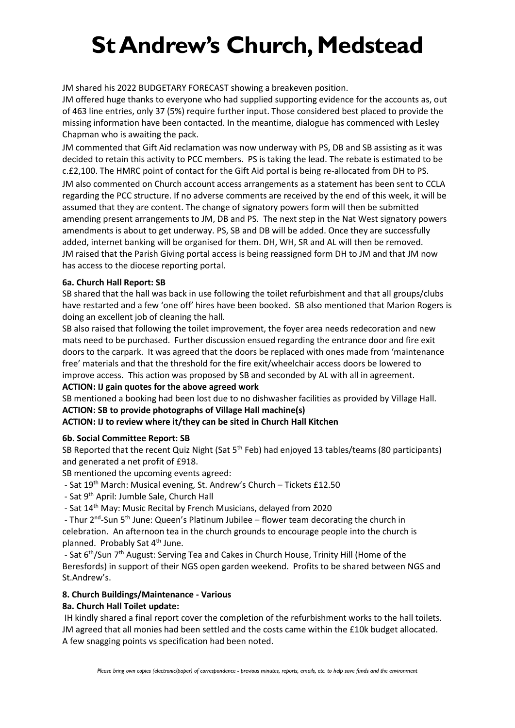# St Andrew's Church, Medstead

JM shared his 2022 BUDGETARY FORECAST showing a breakeven position.

JM offered huge thanks to everyone who had supplied supporting evidence for the accounts as, out of 463 line entries, only 37 (5%) require further input. Those considered best placed to provide the missing information have been contacted. In the meantime, dialogue has commenced with Lesley Chapman who is awaiting the pack.

JM commented that Gift Aid reclamation was now underway with PS, DB and SB assisting as it was decided to retain this activity to PCC members. PS is taking the lead. The rebate is estimated to be c.£2,100. The HMRC point of contact for the Gift Aid portal is being re-allocated from DH to PS.

JM also commented on Church account access arrangements as a statement has been sent to CCLA regarding the PCC structure. If no adverse comments are received by the end of this week, it will be assumed that they are content. The change of signatory powers form will then be submitted amending present arrangements to JM, DB and PS. The next step in the Nat West signatory powers amendments is about to get underway. PS, SB and DB will be added. Once they are successfully added, internet banking will be organised for them. DH, WH, SR and AL will then be removed.

JM raised that the Parish Giving portal access is being reassigned form DH to JM and that JM now has access to the diocese reporting portal.

**6a. Church Hall Report: SB**

SB shared that the hall was back in use following the toilet refurbishment and that all groups/clubs have restarted and a few 'one off' hires have been booked. SB also mentioned that Marion Rogers is doing an excellent job of cleaning the hall.

SB also raised that following the toilet improvement, the foyer area needs redecoration and new mats need to be purchased. Further discussion ensued regarding the entrance door and fire exit doors to the carpark. It was agreed that the doors be replaced with ones made from 'maintenance free' materials and that the threshold for the fire exit/wheelchair access doors be lowered to improve access. This action was proposed by SB and seconded by AL with all in agreement.

**ACTION: IJ gain quotes for the above agreed work**

SB mentioned a booking had been lost due to no dishwasher facilities as provided by Village Hall.

**ACTION: SB to provide photographs of Village Hall machine(s)**

**ACTION: IJ to review where it/they can be sited in Church Hall Kitchen**

**6b. Social Committee Report: SB**

SB Reported that the recent Quiz Night (Sat 5th Feb) had enjoyed 13 tables/teams (80 participants) and generated a net profit of £918.

SB mentioned the upcoming events agreed:

- Sat 19th March: Musical evening, St. Andrew's Church – Tickets £12.50
- Sat 9th April: Jumble Sale, Church Hall
- Sat 14th May: Music Recital by French Musicians, delayed from 2020
- Thur 2nd-Sun 5th June: Queen's Platinum Jubilee – flower team decorating the church in celebration. An afternoon tea in the church grounds to encourage people into the church is planned. Probably Sat 4th June.
- Sat 6th/Sun 7th August: Serving Tea and Cakes in Church House, Trinity Hill (Home of the Beresfords) in support of their NGS open garden weekend. Profits to be shared between NGS and St.Andrew's.

**8. Church Buildings/Maintenance - Various**

**8a. Church Hall Toilet update:**

IH kindly shared a final report cover the completion of the refurbishment works to the hall toilets. JM agreed that all monies had been settled and the costs came within the £10k budget allocated. A few snagging points vs specification had been noted.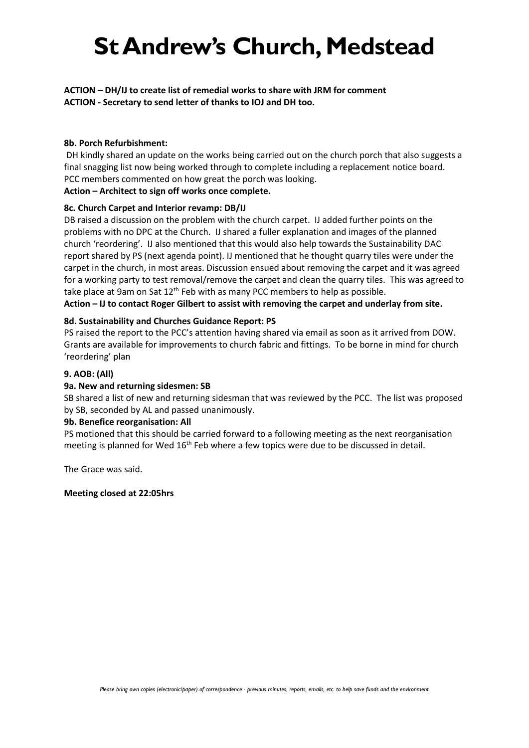**ACTION – DH/IJ to create list of remedial works to share with JRM for comment**
**ACTION - Secretary to send letter of thanks to IOJ and DH too.**

**8b. Porch Refurbishment:**

DH kindly shared an update on the works being carried out on the church porch that also suggests a final snagging list now being worked through to complete including a replacement notice board. PCC members commented on how great the porch was looking.

**Action – Architect to sign off works once complete.**

**8c. Church Carpet and Interior revamp: DB/IJ**

DB raised a discussion on the problem with the church carpet. IJ added further points on the problems with no DPC at the Church. IJ shared a fuller explanation and images of the planned church 'reordering'. IJ also mentioned that this would also help towards the Sustainability DAC report shared by PS (next agenda point). IJ mentioned that he thought quarry tiles were under the carpet in the church, in most areas. Discussion ensued about removing the carpet and it was agreed for a working party to test removal/remove the carpet and clean the quarry tiles. This was agreed to take place at 9am on Sat 12th Feb with as many PCC members to help as possible.

**Action – IJ to contact Roger Gilbert to assist with removing the carpet and underlay from site.**

**8d. Sustainability and Churches Guidance Report: PS**

PS raised the report to the PCC's attention having shared via email as soon as it arrived from DOW. Grants are available for improvements to church fabric and fittings. To be borne in mind for church 'reordering' plan

**9. AOB: (All)**

**9a. New and returning sidesmen: SB**

SB shared a list of new and returning sidesman that was reviewed by the PCC. The list was proposed by SB, seconded by AL and passed unanimously.

**9b. Benefice reorganisation: All**

PS motioned that this should be carried forward to a following meeting as the next reorganisation meeting is planned for Wed 16th Feb where a few topics were due to be discussed in detail.

The Grace was said.

**Meeting closed at 22:05hrs**